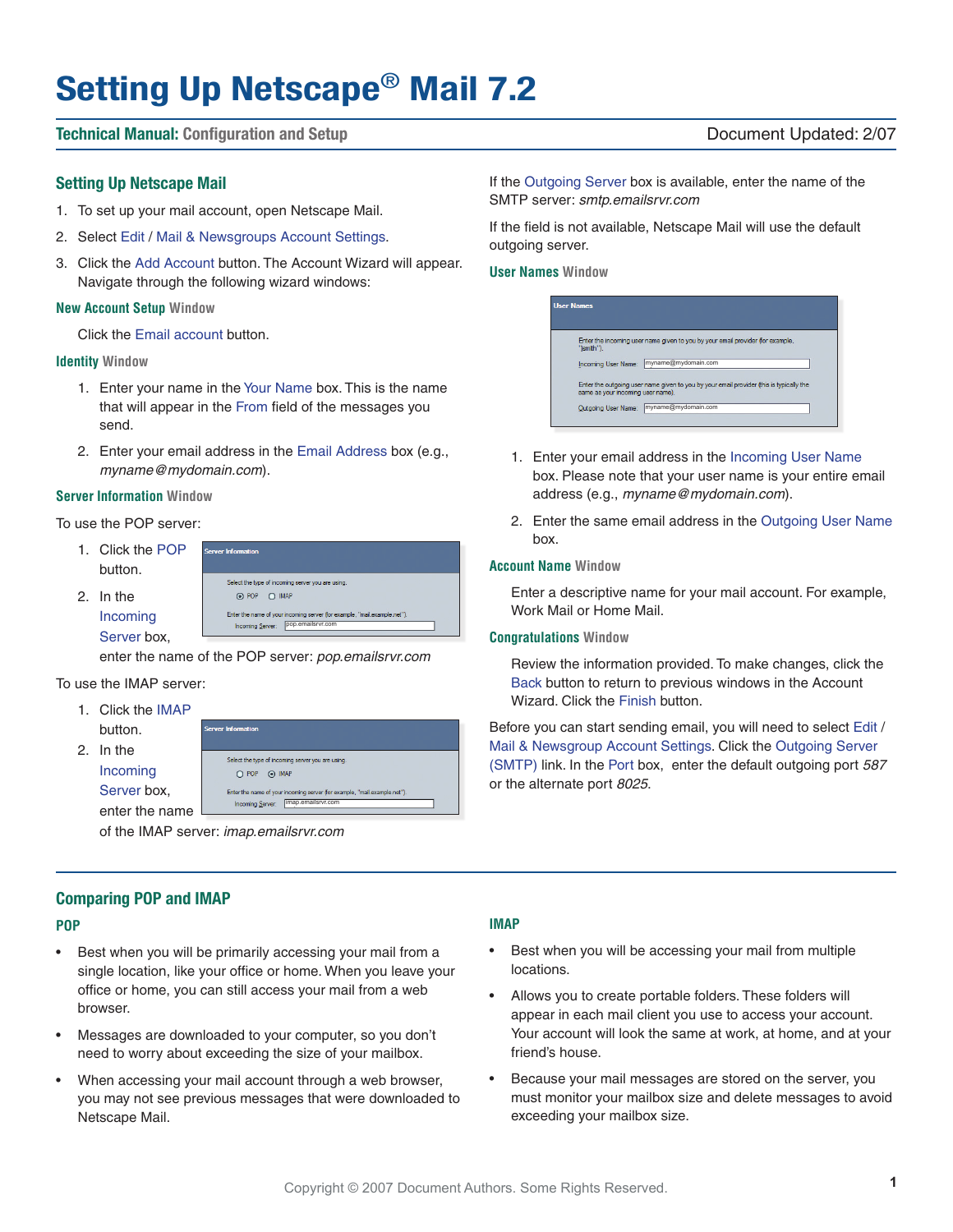# Setting Up Netscape® Mail 7.2

**Technical Manual:** Configuration and Setup — Document Updated: 2/07

## Setting Up Netscape Mail

1. To set up your mail account, open Netscape Mail.
2. Select Edit / Mail & Newsgroups Account Settings.
3. Click the Add Account button. The Account Wizard will appear. Navigate through the following wizard windows:

### New Account Setup Window

Click the Email account button.

### Identity Window

1. Enter your name in the Your Name box. This is the name that will appear in the From field of the messages you send.
2. Enter your email address in the Email Address box (e.g., *myname@mydomain.com*).

### Server Information Window

To use the POP server:

1. Click the POP button.
2. In the Incoming Server box, enter the name of the POP server: *pop.emailsrvr.com*

To use the IMAP server:

1. Click the IMAP button.
2. In the Incoming Server box, enter the name of the IMAP server: *imap.emailsrvr.com*

If the Outgoing Server box is available, enter the name of the SMTP server: *smtp.emailsrvr.com*

If the field is not available, Netscape Mail will use the default outgoing server.

### User Names Window

1. Enter your email address in the Incoming User Name box. Please note that your user name is your entire email address (e.g., *myname@mydomain.com*).
2. Enter the same email address in the Outgoing User Name box.

### Account Name Window

Enter a descriptive name for your mail account. For example, Work Mail or Home Mail.

### Congratulations Window

Review the information provided. To make changes, click the Back button to return to previous windows in the Account Wizard. Click the Finish button.

Before you can start sending email, you will need to select Edit / Mail & Newsgroup Account Settings. Click the Outgoing Server (SMTP) link. In the Port box, enter the default outgoing port *587* or the alternate port *8025*.

## Comparing POP and IMAP

### POP

- Best when you will be primarily accessing your mail from a single location, like your office or home. When you leave your office or home, you can still access your mail from a web browser.
- Messages are downloaded to your computer, so you don't need to worry about exceeding the size of your mailbox.
- When accessing your mail account through a web browser, you may not see previous messages that were downloaded to Netscape Mail.

### IMAP

- Best when you will be accessing your mail from multiple locations.
- Allows you to create portable folders. These folders will appear in each mail client you use to access your account. Your account will look the same at work, at home, and at your friend's house.
- Because your mail messages are stored on the server, you must monitor your mailbox size and delete messages to avoid exceeding your mailbox size.

Copyright © 2007 Document Authors. Some Rights Reserved.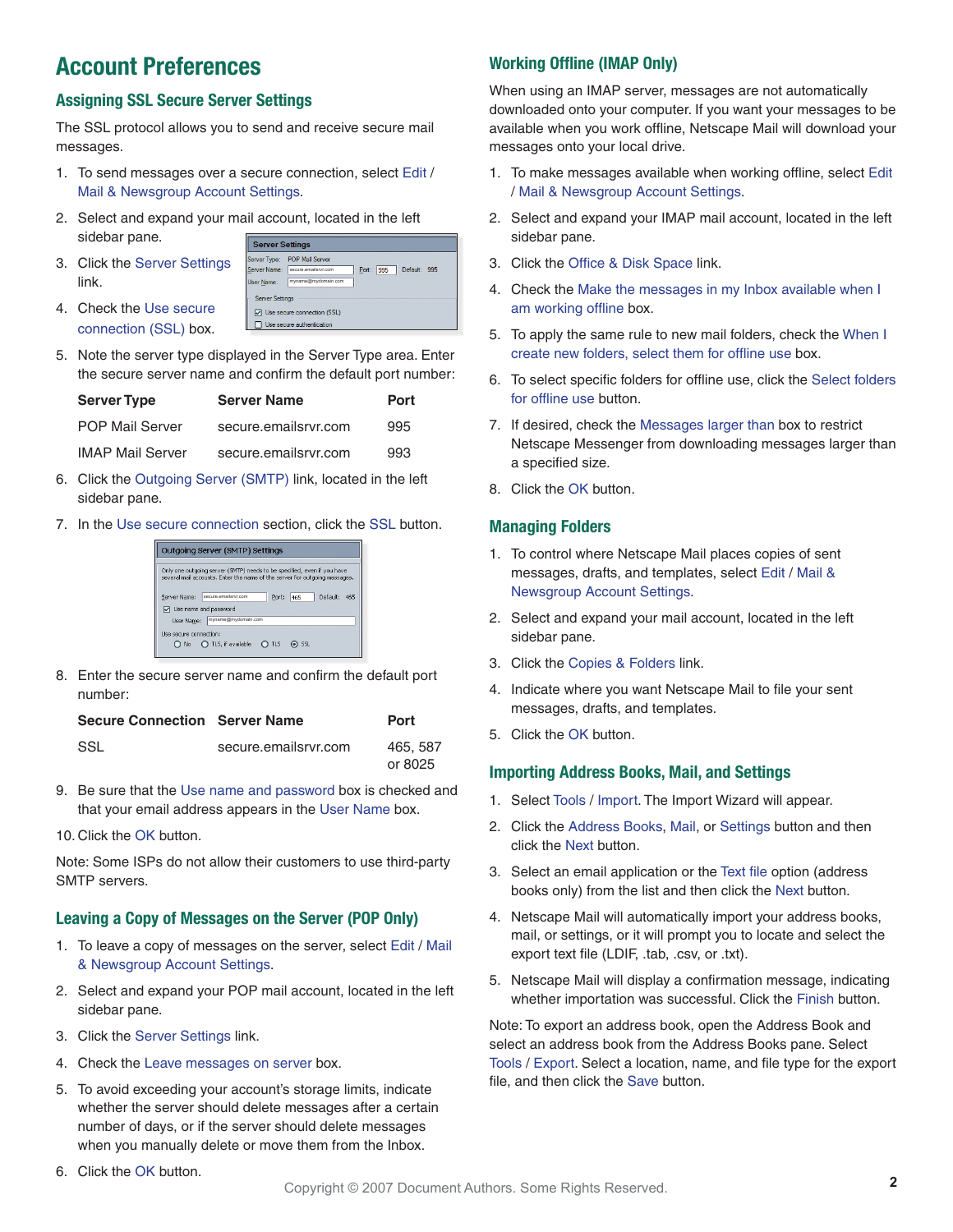# Account Preferences

## Assigning SSL Secure Server Settings

The SSL protocol allows you to send and receive secure mail messages.

1. To send messages over a secure connection, select Edit / Mail & Newsgroup Account Settings.
2. Select and expand your mail account, located in the left sidebar pane.
3. Click the Server Settings link.
4. Check the Use secure connection (SSL) box.
5. Note the server type displayed in the Server Type area. Enter the secure server name and confirm the default port number:

| Server Type | Server Name | Port |
|---|---|---|
| POP Mail Server | secure.emailsrvr.com | 995 |
| IMAP Mail Server | secure.emailsrvr.com | 993 |

6. Click the Outgoing Server (SMTP) link, located in the left sidebar pane.
7. In the Use secure connection section, click the SSL button.
8. Enter the secure server name and confirm the default port number:

| Secure Connection | Server Name | Port |
|---|---|---|
| SSL | secure.emailsrvr.com | 465, 587 or 8025 |

9. Be sure that the Use name and password box is checked and that your email address appears in the User Name box.
10. Click the OK button.

Note: Some ISPs do not allow their customers to use third-party SMTP servers.

## Leaving a Copy of Messages on the Server (POP Only)

1. To leave a copy of messages on the server, select Edit / Mail & Newsgroup Account Settings.
2. Select and expand your POP mail account, located in the left sidebar pane.
3. Click the Server Settings link.
4. Check the Leave messages on server box.
5. To avoid exceeding your account's storage limits, indicate whether the server should delete messages after a certain number of days, or if the server should delete messages when you manually delete or move them from the Inbox.
6. Click the OK button.

## Working Offline (IMAP Only)

When using an IMAP server, messages are not automatically downloaded onto your computer. If you want your messages to be available when you work offline, Netscape Mail will download your messages onto your local drive.

1. To make messages available when working offline, select Edit / Mail & Newsgroup Account Settings.
2. Select and expand your IMAP mail account, located in the left sidebar pane.
3. Click the Office & Disk Space link.
4. Check the Make the messages in my Inbox available when I am working offline box.
5. To apply the same rule to new mail folders, check the When I create new folders, select them for offline use box.
6. To select specific folders for offline use, click the Select folders for offline use button.
7. If desired, check the Messages larger than box to restrict Netscape Messenger from downloading messages larger than a specified size.
8. Click the OK button.

## Managing Folders

1. To control where Netscape Mail places copies of sent messages, drafts, and templates, select Edit / Mail & Newsgroup Account Settings.
2. Select and expand your mail account, located in the left sidebar pane.
3. Click the Copies & Folders link.
4. Indicate where you want Netscape Mail to file your sent messages, drafts, and templates.
5. Click the OK button.

## Importing Address Books, Mail, and Settings

1. Select Tools / Import. The Import Wizard will appear.
2. Click the Address Books, Mail, or Settings button and then click the Next button.
3. Select an email application or the Text file option (address books only) from the list and then click the Next button.
4. Netscape Mail will automatically import your address books, mail, or settings, or it will prompt you to locate and select the export text file (LDIF, .tab, .csv, or .txt).
5. Netscape Mail will display a confirmation message, indicating whether importation was successful. Click the Finish button.

Note: To export an address book, open the Address Book and select an address book from the Address Books pane. Select Tools / Export. Select a location, name, and file type for the export file, and then click the Save button.

Copyright © 2007 Document Authors. Some Rights Reserved.